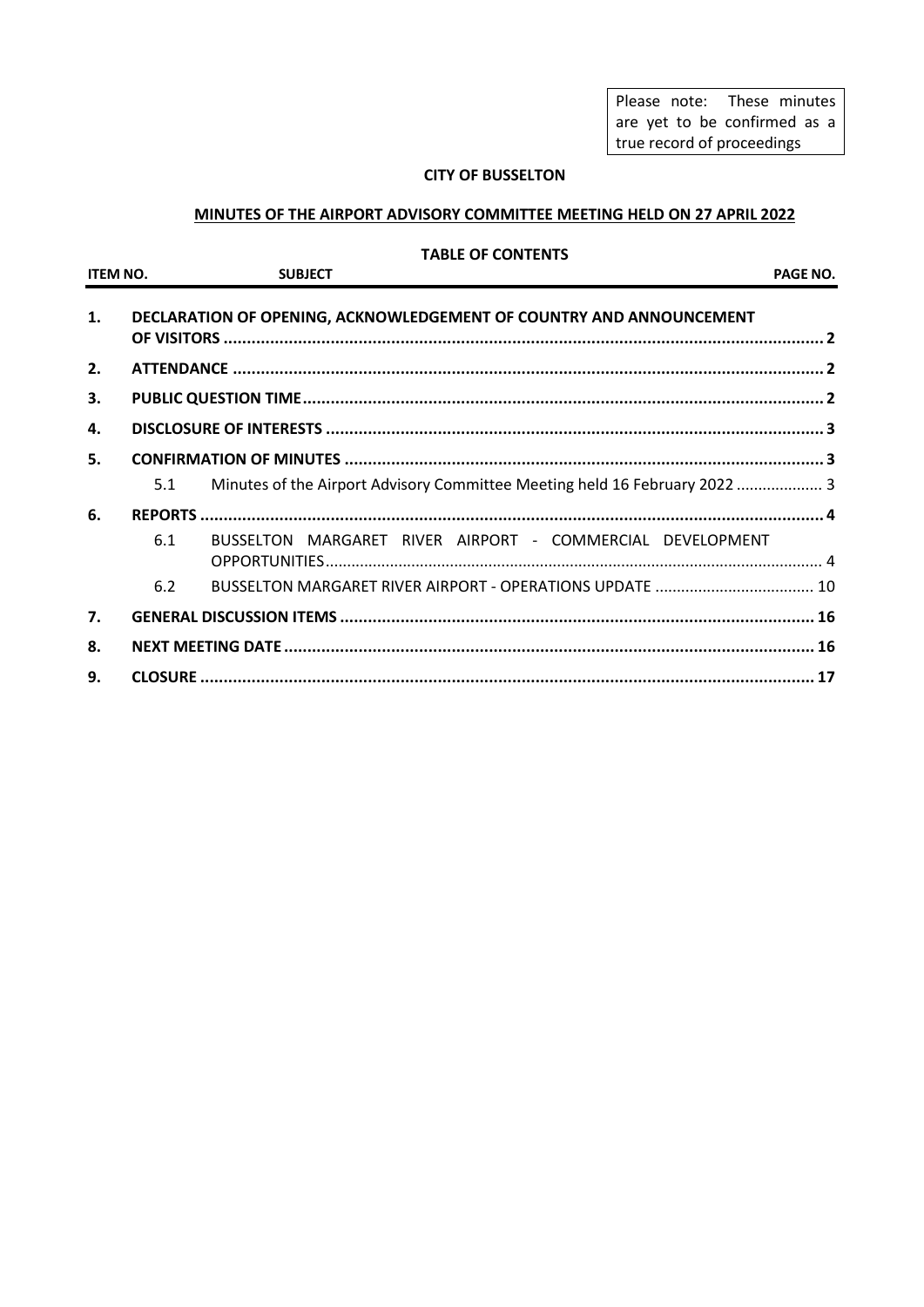Please note: These minutes are yet to be confirmed as a true record of proceedings

**CITY OF BUSSELTON**

**MINUTES OF THE AIRPORT ADVISORY COMMITTEE MEETING HELD ON 27 APRIL 2022**

**TABLE OF CONTENTS**

| ITEM NO. | | SUBJECT | PAGE NO. |
|---|---|---|---|
| 1. | | DECLARATION OF OPENING, ACKNOWLEDGEMENT OF COUNTRY AND ANNOUNCEMENT OF VISITORS | 2 |
| 2. | | ATTENDANCE | 2 |
| 3. | | PUBLIC QUESTION TIME | 2 |
| 4. | | DISCLOSURE OF INTERESTS | 3 |
| 5. | | CONFIRMATION OF MINUTES | 3 |
| | 5.1 | Minutes of the Airport Advisory Committee Meeting held 16 February 2022 | 3 |
| 6. | | REPORTS | 4 |
| | 6.1 | BUSSELTON MARGARET RIVER AIRPORT - COMMERCIAL DEVELOPMENT OPPORTUNITIES | 4 |
| | 6.2 | BUSSELTON MARGARET RIVER AIRPORT - OPERATIONS UPDATE | 10 |
| 7. | | GENERAL DISCUSSION ITEMS | 16 |
| 8. | | NEXT MEETING DATE | 16 |
| 9. | | CLOSURE | 17 |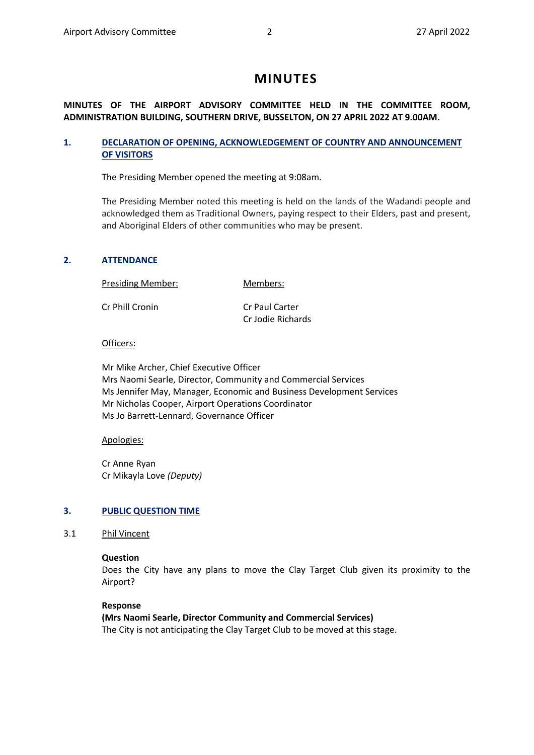# MINUTES

**MINUTES OF THE AIRPORT ADVISORY COMMITTEE HELD IN THE COMMITTEE ROOM, ADMINISTRATION BUILDING, SOUTHERN DRIVE, BUSSELTON, ON 27 APRIL 2022 AT 9.00AM.**

## 1. DECLARATION OF OPENING, ACKNOWLEDGEMENT OF COUNTRY AND ANNOUNCEMENT OF VISITORS

The Presiding Member opened the meeting at 9:08am.

The Presiding Member noted this meeting is held on the lands of the Wadandi people and acknowledged them as Traditional Owners, paying respect to their Elders, past and present, and Aboriginal Elders of other communities who may be present.

## 2. ATTENDANCE

| Presiding Member: | Members: |
|---|---|
| Cr Phill Cronin | Cr Paul Carter<br>Cr Jodie Richards |

Officers:

Mr Mike Archer, Chief Executive Officer
Mrs Naomi Searle, Director, Community and Commercial Services
Ms Jennifer May, Manager, Economic and Business Development Services
Mr Nicholas Cooper, Airport Operations Coordinator
Ms Jo Barrett-Lennard, Governance Officer

Apologies:

Cr Anne Ryan
Cr Mikayla Love *(Deputy)*

## 3. PUBLIC QUESTION TIME

### 3.1 Phil Vincent

**Question**
Does the City have any plans to move the Clay Target Club given its proximity to the Airport?

**Response**
**(Mrs Naomi Searle, Director Community and Commercial Services)**
The City is not anticipating the Clay Target Club to be moved at this stage.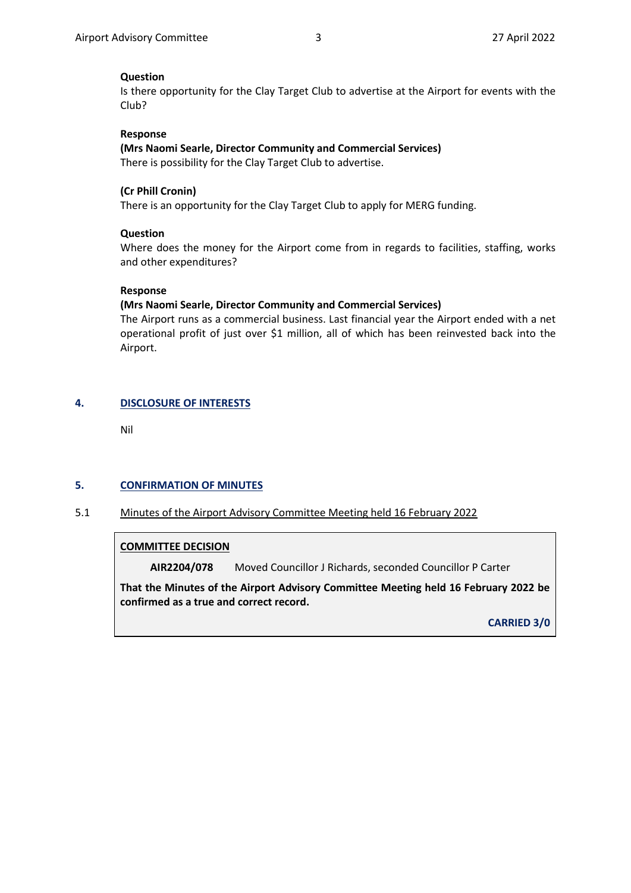**Question**

Is there opportunity for the Clay Target Club to advertise at the Airport for events with the Club?

**Response**

**(Mrs Naomi Searle, Director Community and Commercial Services)**

There is possibility for the Clay Target Club to advertise.

**(Cr Phill Cronin)**

There is an opportunity for the Clay Target Club to apply for MERG funding.

**Question**

Where does the money for the Airport come from in regards to facilities, staffing, works and other expenditures?

**Response**

**(Mrs Naomi Searle, Director Community and Commercial Services)**

The Airport runs as a commercial business. Last financial year the Airport ended with a net operational profit of just over $1 million, all of which has been reinvested back into the Airport.

## 4. DISCLOSURE OF INTERESTS

Nil

## 5. CONFIRMATION OF MINUTES

### 5.1 Minutes of the Airport Advisory Committee Meeting held 16 February 2022

**COMMITTEE DECISION**

**AIR2204/078** Moved Councillor J Richards, seconded Councillor P Carter

**That the Minutes of the Airport Advisory Committee Meeting held 16 February 2022 be confirmed as a true and correct record.**

**CARRIED 3/0**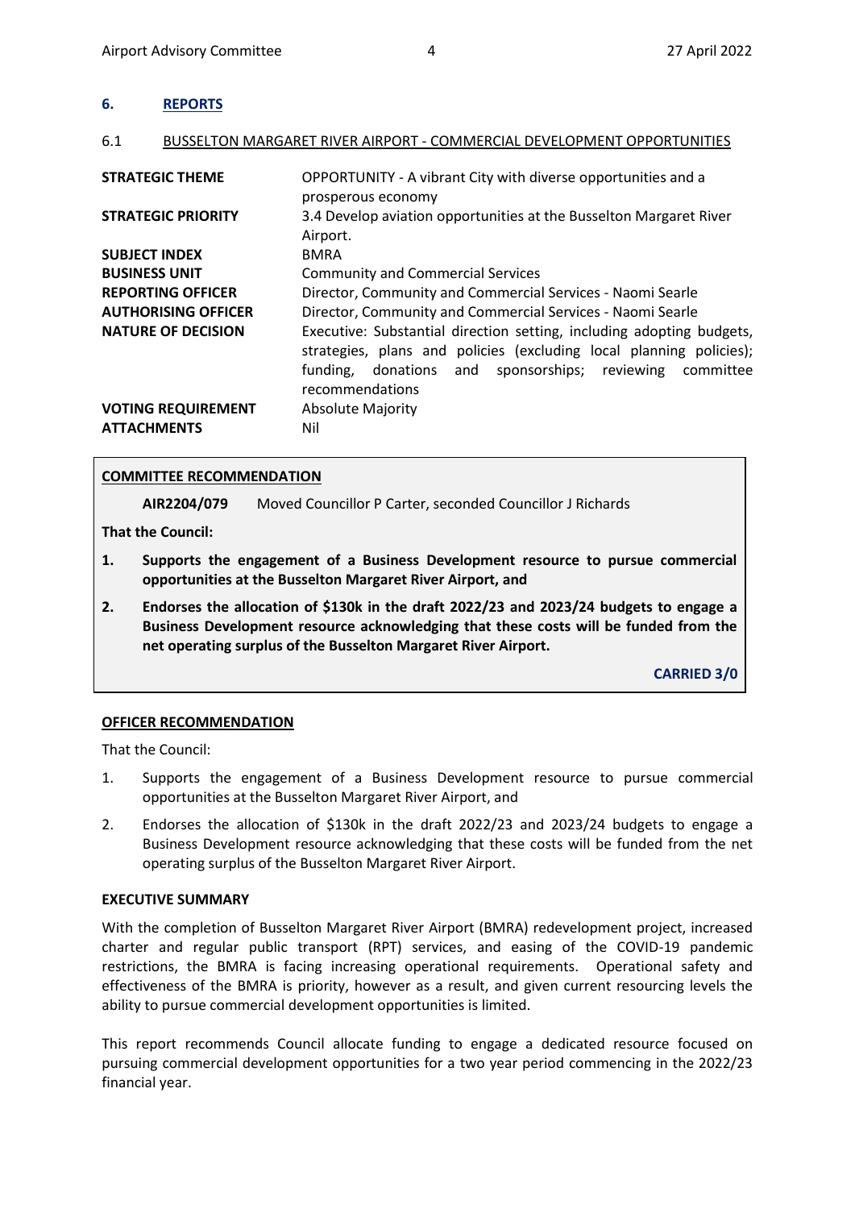## 6. REPORTS

### 6.1 BUSSELTON MARGARET RIVER AIRPORT - COMMERCIAL DEVELOPMENT OPPORTUNITIES

| | |
|---|---|
| **STRATEGIC THEME** | OPPORTUNITY - A vibrant City with diverse opportunities and a prosperous economy |
| **STRATEGIC PRIORITY** | 3.4 Develop aviation opportunities at the Busselton Margaret River Airport. |
| **SUBJECT INDEX** | BMRA |
| **BUSINESS UNIT** | Community and Commercial Services |
| **REPORTING OFFICER** | Director, Community and Commercial Services - Naomi Searle |
| **AUTHORISING OFFICER** | Director, Community and Commercial Services - Naomi Searle |
| **NATURE OF DECISION** | Executive: Substantial direction setting, including adopting budgets, strategies, plans and policies (excluding local planning policies); funding, donations and sponsorships; reviewing committee recommendations |
| **VOTING REQUIREMENT** | Absolute Majority |
| **ATTACHMENTS** | Nil |

**COMMITTEE RECOMMENDATION**

**AIR2204/079** Moved Councillor P Carter, seconded Councillor J Richards

**That the Council:**

1. **Supports the engagement of a Business Development resource to pursue commercial opportunities at the Busselton Margaret River Airport, and**
2. **Endorses the allocation of $130k in the draft 2022/23 and 2023/24 budgets to engage a Business Development resource acknowledging that these costs will be funded from the net operating surplus of the Busselton Margaret River Airport.**

**CARRIED 3/0**

**OFFICER RECOMMENDATION**

That the Council:

1. Supports the engagement of a Business Development resource to pursue commercial opportunities at the Busselton Margaret River Airport, and
2. Endorses the allocation of $130k in the draft 2022/23 and 2023/24 budgets to engage a Business Development resource acknowledging that these costs will be funded from the net operating surplus of the Busselton Margaret River Airport.

**EXECUTIVE SUMMARY**

With the completion of Busselton Margaret River Airport (BMRA) redevelopment project, increased charter and regular public transport (RPT) services, and easing of the COVID-19 pandemic restrictions, the BMRA is facing increasing operational requirements. Operational safety and effectiveness of the BMRA is priority, however as a result, and given current resourcing levels the ability to pursue commercial development opportunities is limited.

This report recommends Council allocate funding to engage a dedicated resource focused on pursuing commercial development opportunities for a two year period commencing in the 2022/23 financial year.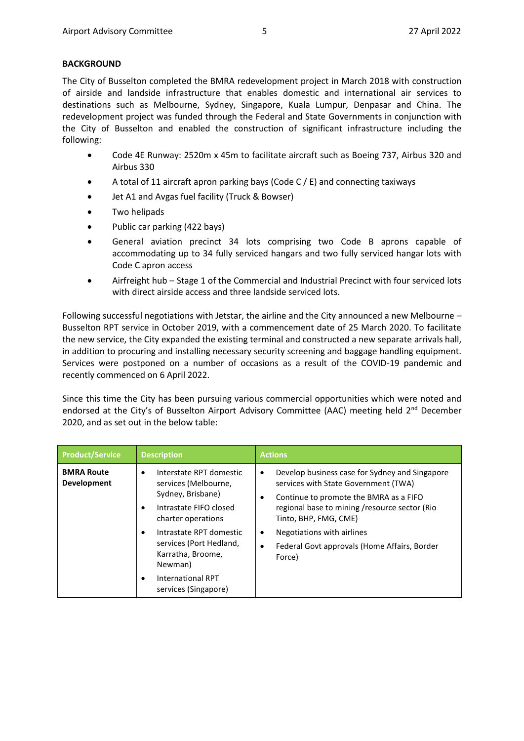**BACKGROUND**

The City of Busselton completed the BMRA redevelopment project in March 2018 with construction of airside and landside infrastructure that enables domestic and international air services to destinations such as Melbourne, Sydney, Singapore, Kuala Lumpur, Denpasar and China. The redevelopment project was funded through the Federal and State Governments in conjunction with the City of Busselton and enabled the construction of significant infrastructure including the following:

- Code 4E Runway: 2520m x 45m to facilitate aircraft such as Boeing 737, Airbus 320 and Airbus 330
- A total of 11 aircraft apron parking bays (Code C / E) and connecting taxiways
- Jet A1 and Avgas fuel facility (Truck & Bowser)
- Two helipads
- Public car parking (422 bays)
- General aviation precinct 34 lots comprising two Code B aprons capable of accommodating up to 34 fully serviced hangars and two fully serviced hangar lots with Code C apron access
- Airfreight hub – Stage 1 of the Commercial and Industrial Precinct with four serviced lots with direct airside access and three landside serviced lots.

Following successful negotiations with Jetstar, the airline and the City announced a new Melbourne – Busselton RPT service in October 2019, with a commencement date of 25 March 2020. To facilitate the new service, the City expanded the existing terminal and constructed a new separate arrivals hall, in addition to procuring and installing necessary security screening and baggage handling equipment. Services were postponed on a number of occasions as a result of the COVID-19 pandemic and recently commenced on 6 April 2022.

Since this time the City has been pursuing various commercial opportunities which were noted and endorsed at the City's of Busselton Airport Advisory Committee (AAC) meeting held 2nd December 2020, and as set out in the below table:

| Product/Service | Description | Actions |
|---|---|---|
| **BMRA Route Development** | • Interstate RPT domestic services (Melbourne, Sydney, Brisbane)<br>• Intrastate FIFO closed charter operations<br>• Intrastate RPT domestic services (Port Hedland, Karratha, Broome, Newman)<br>• International RPT services (Singapore) | • Develop business case for Sydney and Singapore services with State Government (TWA)<br>• Continue to promote the BMRA as a FIFO regional base to mining /resource sector (Rio Tinto, BHP, FMG, CME)<br>• Negotiations with airlines<br>• Federal Govt approvals (Home Affairs, Border Force) |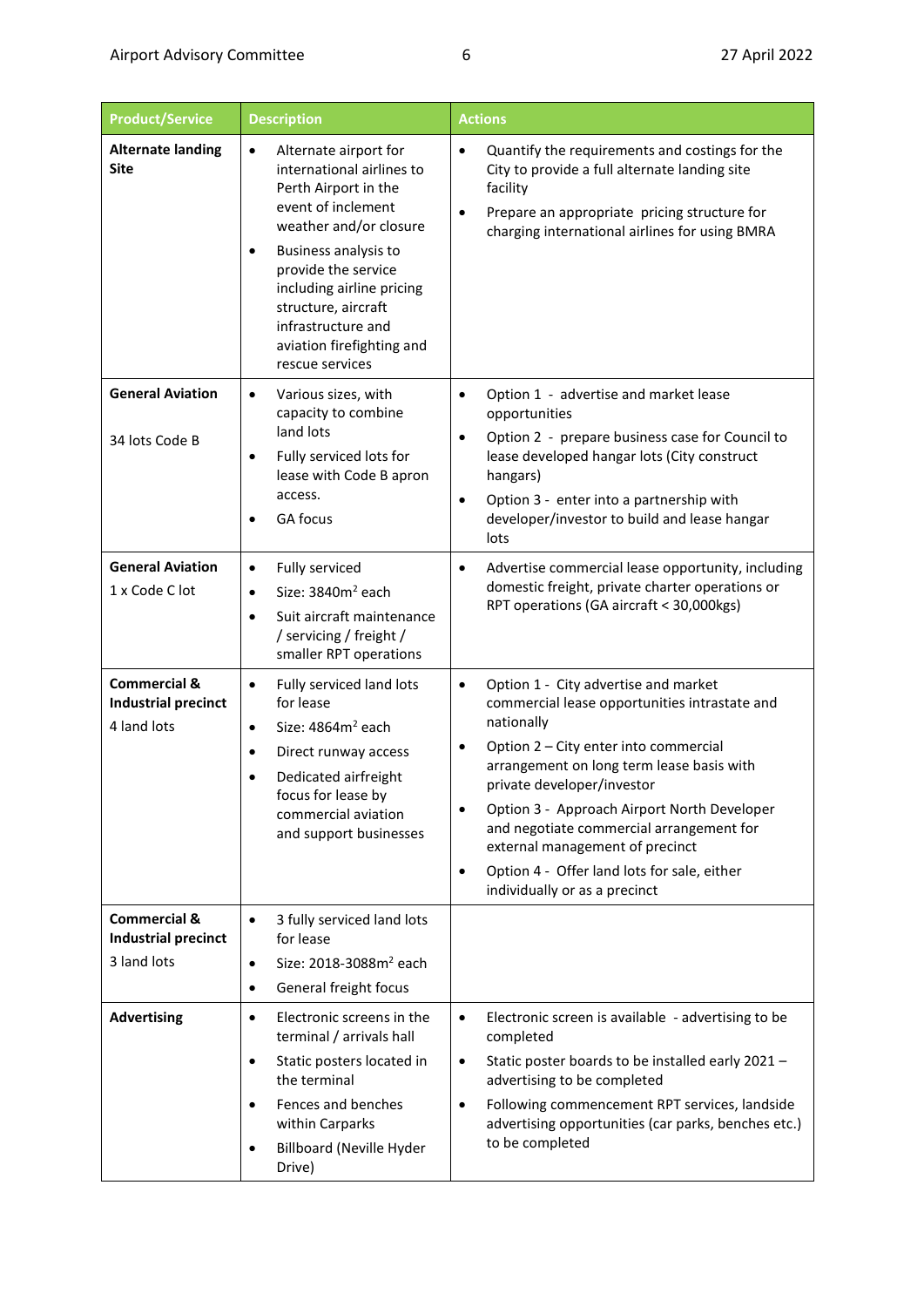| Product/Service | Description | Actions |
| --- | --- | --- |
| **Alternate landing Site** | • Alternate airport for international airlines to Perth Airport in the event of inclement weather and/or closure<br>• Business analysis to provide the service including airline pricing structure, aircraft infrastructure and aviation firefighting and rescue services | • Quantify the requirements and costings for the City to provide a full alternate landing site facility<br>• Prepare an appropriate pricing structure for charging international airlines for using BMRA |
| **General Aviation**<br><br>34 lots Code B | • Various sizes, with capacity to combine land lots<br>• Fully serviced lots for lease with Code B apron access.<br>• GA focus | • Option 1 - advertise and market lease opportunities<br>• Option 2 - prepare business case for Council to lease developed hangar lots (City construct hangars)<br>• Option 3 - enter into a partnership with developer/investor to build and lease hangar lots |
| **General Aviation**<br>1 x Code C lot | • Fully serviced<br>• Size: 3840m$^2$ each<br>• Suit aircraft maintenance / servicing / freight / smaller RPT operations | • Advertise commercial lease opportunity, including domestic freight, private charter operations or RPT operations (GA aircraft < 30,000kgs) |
| **Commercial & Industrial precinct**<br>4 land lots | • Fully serviced land lots for lease<br>• Size: 4864m$^2$ each<br>• Direct runway access<br>• Dedicated airfreight focus for lease by commercial aviation and support businesses | • Option 1 - City advertise and market commercial lease opportunities intrastate and nationally<br>• Option 2 – City enter into commercial arrangement on long term lease basis with private developer/investor<br>• Option 3 - Approach Airport North Developer and negotiate commercial arrangement for external management of precinct<br>• Option 4 - Offer land lots for sale, either individually or as a precinct |
| **Commercial & Industrial precinct**<br>3 land lots | • 3 fully serviced land lots for lease<br>• Size: 2018-3088m$^2$ each<br>• General freight focus | |
| **Advertising** | • Electronic screens in the terminal / arrivals hall<br>• Static posters located in the terminal<br>• Fences and benches within Carparks<br>• Billboard (Neville Hyder Drive) | • Electronic screen is available - advertising to be completed<br>• Static poster boards to be installed early 2021 – advertising to be completed<br>• Following commencement RPT services, landside advertising opportunities (car parks, benches etc.) to be completed |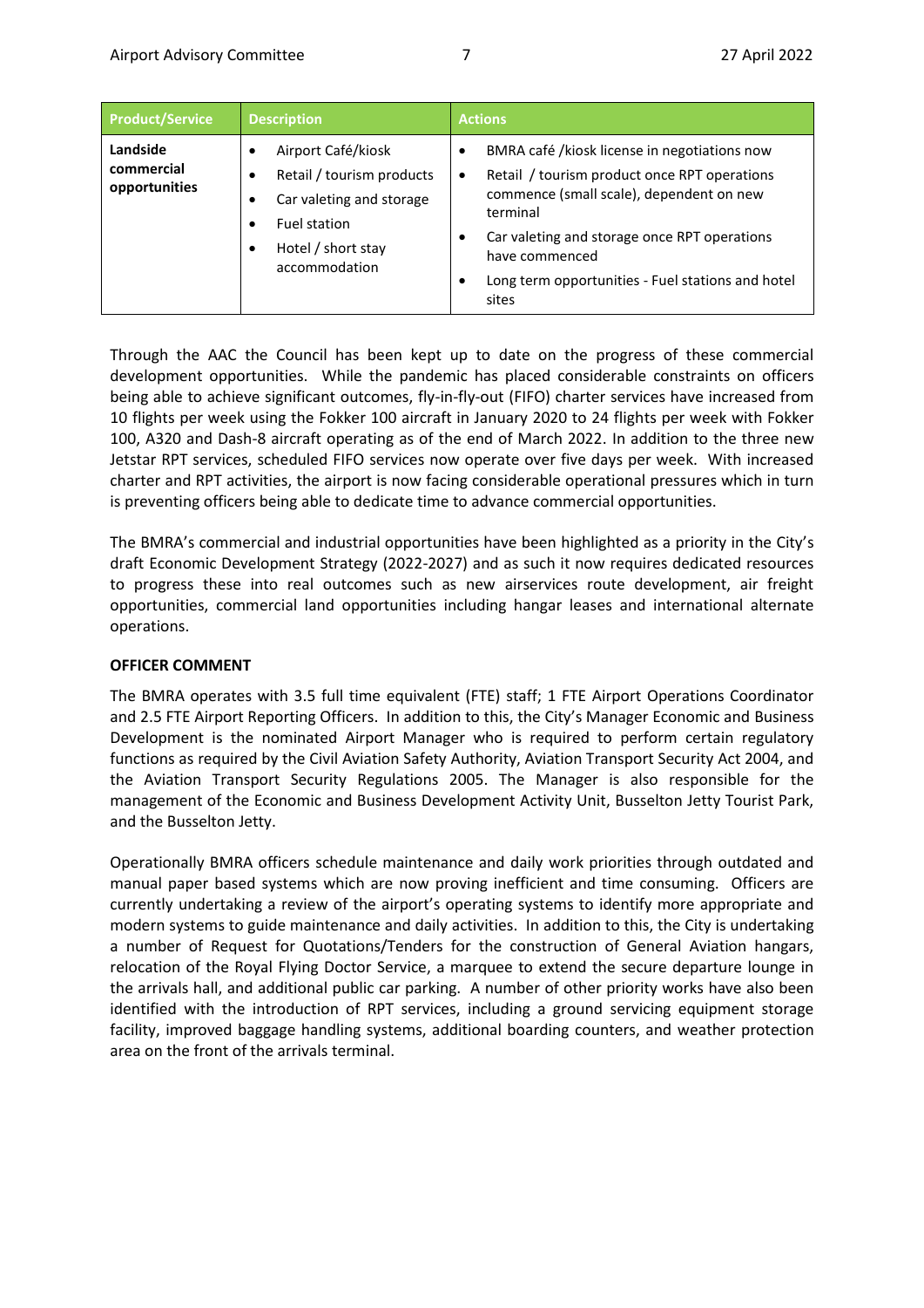| Product/Service | Description | Actions |
|---|---|---|
| **Landside commercial opportunities** | • Airport Café/kiosk<br>• Retail / tourism products<br>• Car valeting and storage<br>• Fuel station<br>• Hotel / short stay accommodation | • BMRA café /kiosk license in negotiations now<br>• Retail / tourism product once RPT operations commence (small scale), dependent on new terminal<br>• Car valeting and storage once RPT operations have commenced<br>• Long term opportunities - Fuel stations and hotel sites |

Through the AAC the Council has been kept up to date on the progress of these commercial development opportunities. While the pandemic has placed considerable constraints on officers being able to achieve significant outcomes, fly-in-fly-out (FIFO) charter services have increased from 10 flights per week using the Fokker 100 aircraft in January 2020 to 24 flights per week with Fokker 100, A320 and Dash-8 aircraft operating as of the end of March 2022. In addition to the three new Jetstar RPT services, scheduled FIFO services now operate over five days per week. With increased charter and RPT activities, the airport is now facing considerable operational pressures which in turn is preventing officers being able to dedicate time to advance commercial opportunities.

The BMRA's commercial and industrial opportunities have been highlighted as a priority in the City's draft Economic Development Strategy (2022-2027) and as such it now requires dedicated resources to progress these into real outcomes such as new airservices route development, air freight opportunities, commercial land opportunities including hangar leases and international alternate operations.

**OFFICER COMMENT**

The BMRA operates with 3.5 full time equivalent (FTE) staff; 1 FTE Airport Operations Coordinator and 2.5 FTE Airport Reporting Officers. In addition to this, the City's Manager Economic and Business Development is the nominated Airport Manager who is required to perform certain regulatory functions as required by the Civil Aviation Safety Authority, Aviation Transport Security Act 2004, and the Aviation Transport Security Regulations 2005. The Manager is also responsible for the management of the Economic and Business Development Activity Unit, Busselton Jetty Tourist Park, and the Busselton Jetty.

Operationally BMRA officers schedule maintenance and daily work priorities through outdated and manual paper based systems which are now proving inefficient and time consuming. Officers are currently undertaking a review of the airport's operating systems to identify more appropriate and modern systems to guide maintenance and daily activities. In addition to this, the City is undertaking a number of Request for Quotations/Tenders for the construction of General Aviation hangars, relocation of the Royal Flying Doctor Service, a marquee to extend the secure departure lounge in the arrivals hall, and additional public car parking. A number of other priority works have also been identified with the introduction of RPT services, including a ground servicing equipment storage facility, improved baggage handling systems, additional boarding counters, and weather protection area on the front of the arrivals terminal.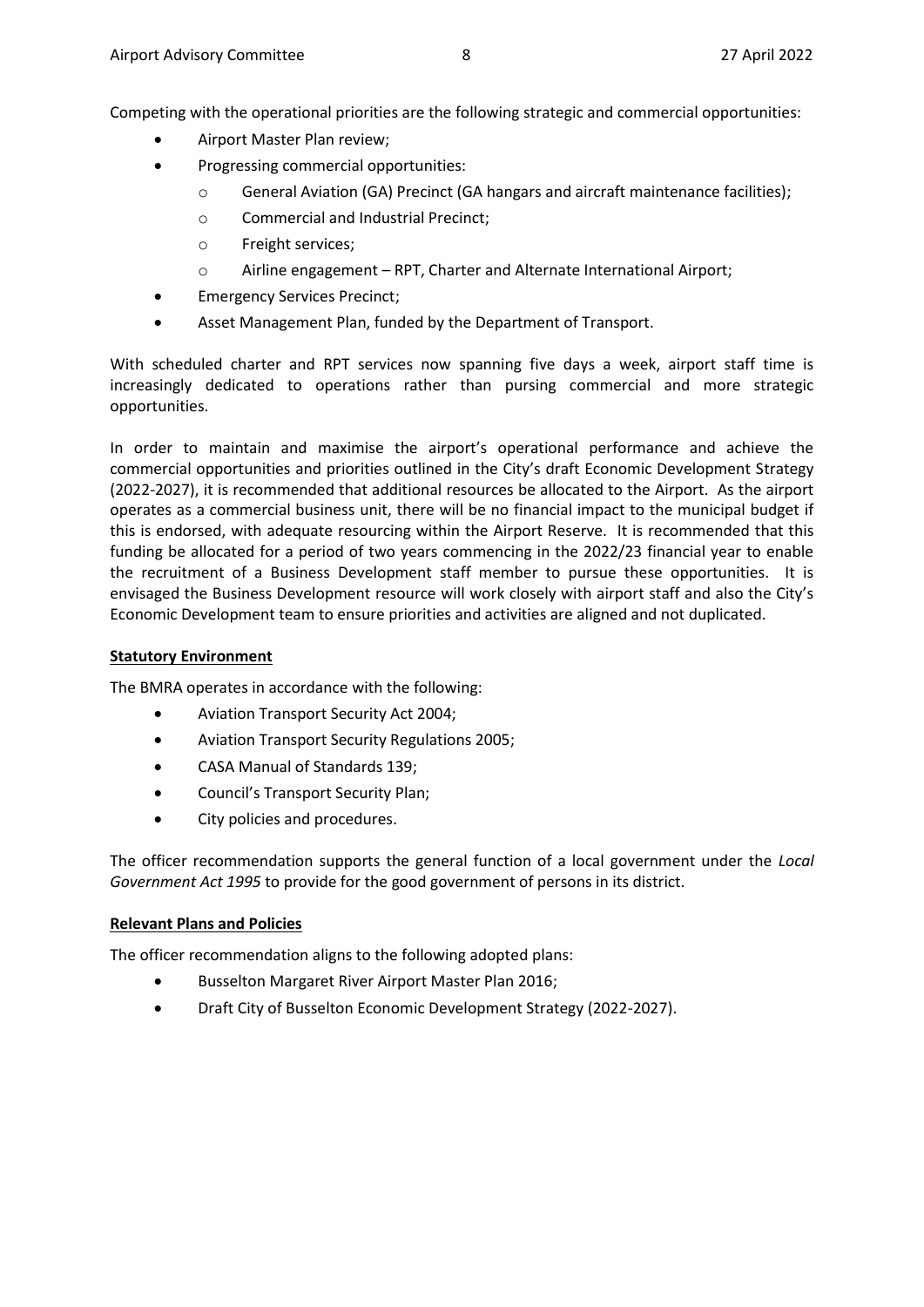Competing with the operational priorities are the following strategic and commercial opportunities:

- Airport Master Plan review;
- Progressing commercial opportunities:
  - General Aviation (GA) Precinct (GA hangars and aircraft maintenance facilities);
  - Commercial and Industrial Precinct;
  - Freight services;
  - Airline engagement – RPT, Charter and Alternate International Airport;
- Emergency Services Precinct;
- Asset Management Plan, funded by the Department of Transport.

With scheduled charter and RPT services now spanning five days a week, airport staff time is increasingly dedicated to operations rather than pursing commercial and more strategic opportunities.

In order to maintain and maximise the airport's operational performance and achieve the commercial opportunities and priorities outlined in the City's draft Economic Development Strategy (2022-2027), it is recommended that additional resources be allocated to the Airport. As the airport operates as a commercial business unit, there will be no financial impact to the municipal budget if this is endorsed, with adequate resourcing within the Airport Reserve. It is recommended that this funding be allocated for a period of two years commencing in the 2022/23 financial year to enable the recruitment of a Business Development staff member to pursue these opportunities. It is envisaged the Business Development resource will work closely with airport staff and also the City's Economic Development team to ensure priorities and activities are aligned and not duplicated.

**Statutory Environment**

The BMRA operates in accordance with the following:

- Aviation Transport Security Act 2004;
- Aviation Transport Security Regulations 2005;
- CASA Manual of Standards 139;
- Council's Transport Security Plan;
- City policies and procedures.

The officer recommendation supports the general function of a local government under the *Local Government Act 1995* to provide for the good government of persons in its district.

**Relevant Plans and Policies**

The officer recommendation aligns to the following adopted plans:

- Busselton Margaret River Airport Master Plan 2016;
- Draft City of Busselton Economic Development Strategy (2022-2027).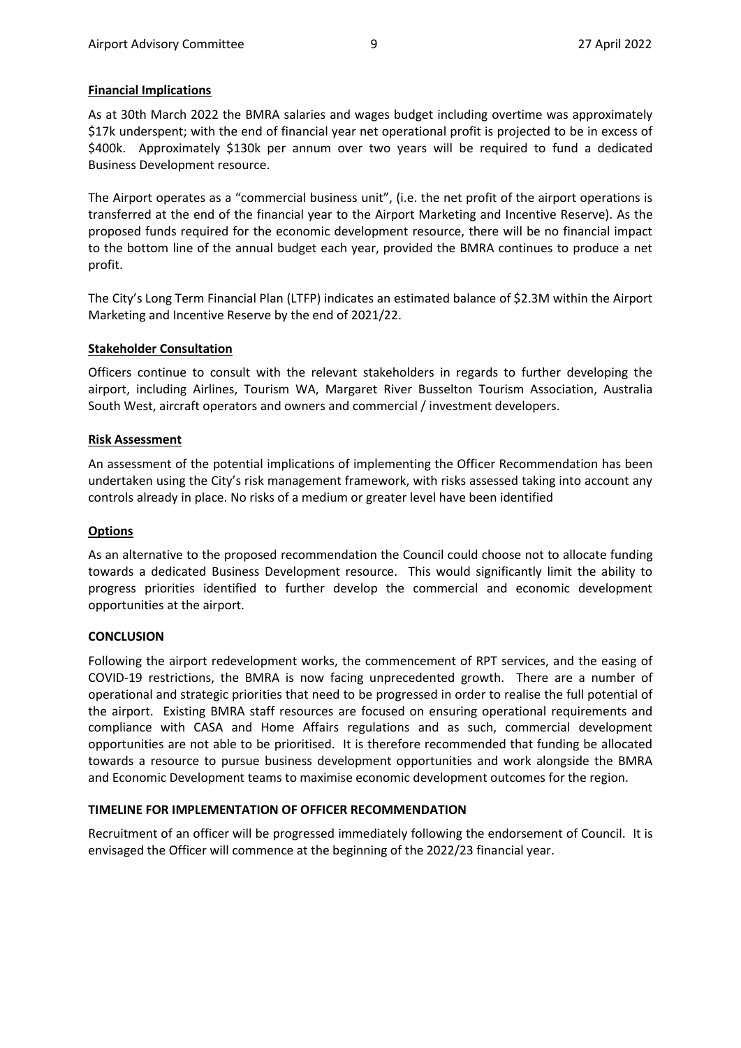**Financial Implications**

As at 30th March 2022 the BMRA salaries and wages budget including overtime was approximately $17k underspent; with the end of financial year net operational profit is projected to be in excess of $400k. Approximately $130k per annum over two years will be required to fund a dedicated Business Development resource.

The Airport operates as a "commercial business unit", (i.e. the net profit of the airport operations is transferred at the end of the financial year to the Airport Marketing and Incentive Reserve). As the proposed funds required for the economic development resource, there will be no financial impact to the bottom line of the annual budget each year, provided the BMRA continues to produce a net profit.

The City's Long Term Financial Plan (LTFP) indicates an estimated balance of $2.3M within the Airport Marketing and Incentive Reserve by the end of 2021/22.

**Stakeholder Consultation**

Officers continue to consult with the relevant stakeholders in regards to further developing the airport, including Airlines, Tourism WA, Margaret River Busselton Tourism Association, Australia South West, aircraft operators and owners and commercial / investment developers.

**Risk Assessment**

An assessment of the potential implications of implementing the Officer Recommendation has been undertaken using the City's risk management framework, with risks assessed taking into account any controls already in place. No risks of a medium or greater level have been identified

**Options**

As an alternative to the proposed recommendation the Council could choose not to allocate funding towards a dedicated Business Development resource. This would significantly limit the ability to progress priorities identified to further develop the commercial and economic development opportunities at the airport.

**CONCLUSION**

Following the airport redevelopment works, the commencement of RPT services, and the easing of COVID-19 restrictions, the BMRA is now facing unprecedented growth. There are a number of operational and strategic priorities that need to be progressed in order to realise the full potential of the airport. Existing BMRA staff resources are focused on ensuring operational requirements and compliance with CASA and Home Affairs regulations and as such, commercial development opportunities are not able to be prioritised. It is therefore recommended that funding be allocated towards a resource to pursue business development opportunities and work alongside the BMRA and Economic Development teams to maximise economic development outcomes for the region.

**TIMELINE FOR IMPLEMENTATION OF OFFICER RECOMMENDATION**

Recruitment of an officer will be progressed immediately following the endorsement of Council. It is envisaged the Officer will commence at the beginning of the 2022/23 financial year.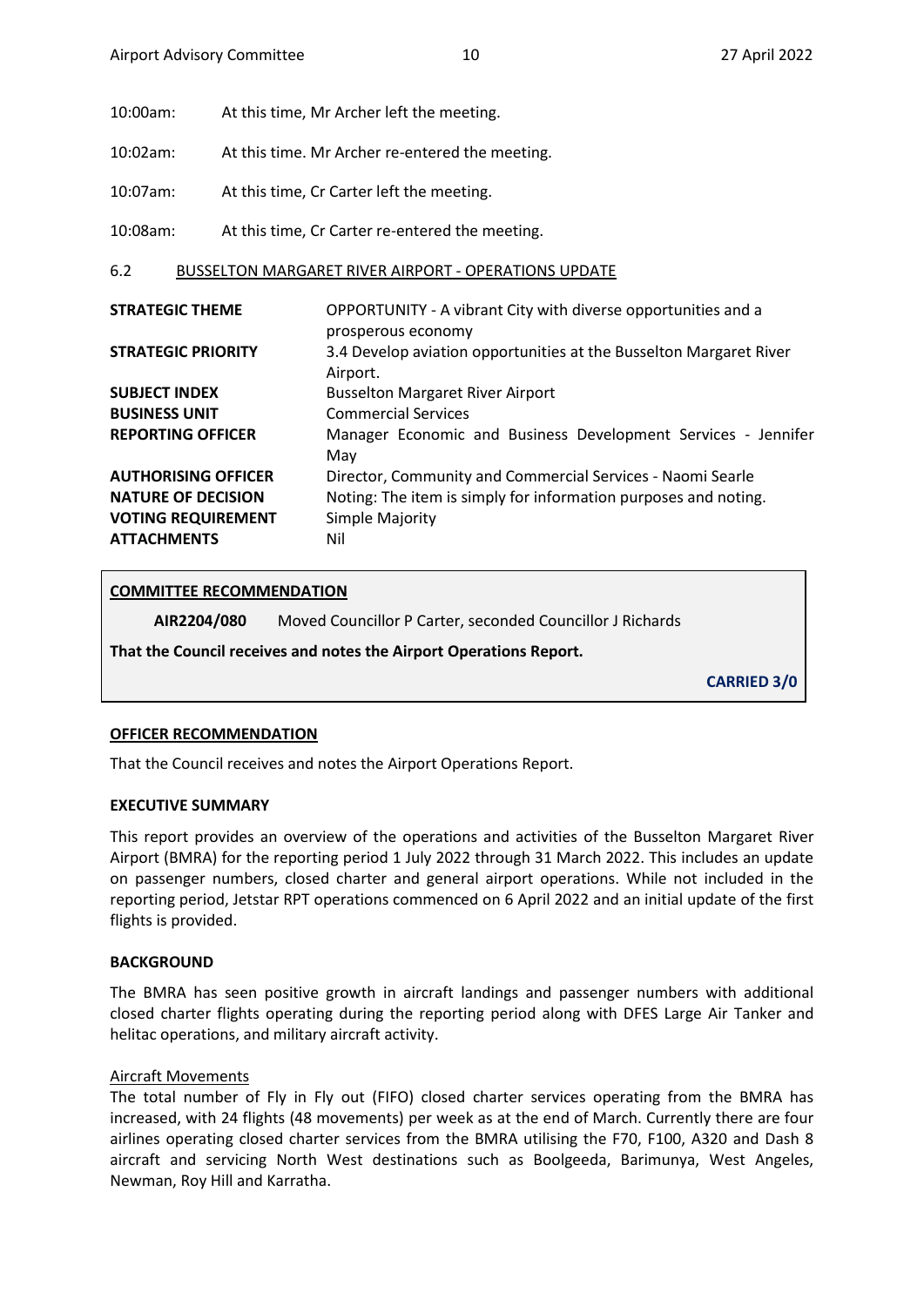10:00am: At this time, Mr Archer left the meeting.

10:02am: At this time. Mr Archer re-entered the meeting.

10:07am: At this time, Cr Carter left the meeting.

10:08am: At this time, Cr Carter re-entered the meeting.

## 6.2 BUSSELTON MARGARET RIVER AIRPORT - OPERATIONS UPDATE

| | |
|---|---|
| **STRATEGIC THEME** | OPPORTUNITY - A vibrant City with diverse opportunities and a prosperous economy |
| **STRATEGIC PRIORITY** | 3.4 Develop aviation opportunities at the Busselton Margaret River Airport. |
| **SUBJECT INDEX** | Busselton Margaret River Airport |
| **BUSINESS UNIT** | Commercial Services |
| **REPORTING OFFICER** | Manager Economic and Business Development Services - Jennifer May |
| **AUTHORISING OFFICER** | Director, Community and Commercial Services - Naomi Searle |
| **NATURE OF DECISION** | Noting: The item is simply for information purposes and noting. |
| **VOTING REQUIREMENT** | Simple Majority |
| **ATTACHMENTS** | Nil |

**COMMITTEE RECOMMENDATION**

**AIR2204/080** Moved Councillor P Carter, seconded Councillor J Richards

**That the Council receives and notes the Airport Operations Report.**

**CARRIED 3/0**

**OFFICER RECOMMENDATION**

That the Council receives and notes the Airport Operations Report.

**EXECUTIVE SUMMARY**

This report provides an overview of the operations and activities of the Busselton Margaret River Airport (BMRA) for the reporting period 1 July 2022 through 31 March 2022. This includes an update on passenger numbers, closed charter and general airport operations. While not included in the reporting period, Jetstar RPT operations commenced on 6 April 2022 and an initial update of the first flights is provided.

**BACKGROUND**

The BMRA has seen positive growth in aircraft landings and passenger numbers with additional closed charter flights operating during the reporting period along with DFES Large Air Tanker and helitac operations, and military aircraft activity.

Aircraft Movements

The total number of Fly in Fly out (FIFO) closed charter services operating from the BMRA has increased, with 24 flights (48 movements) per week as at the end of March. Currently there are four airlines operating closed charter services from the BMRA utilising the F70, F100, A320 and Dash 8 aircraft and servicing North West destinations such as Boolgeeda, Barimunya, West Angeles, Newman, Roy Hill and Karratha.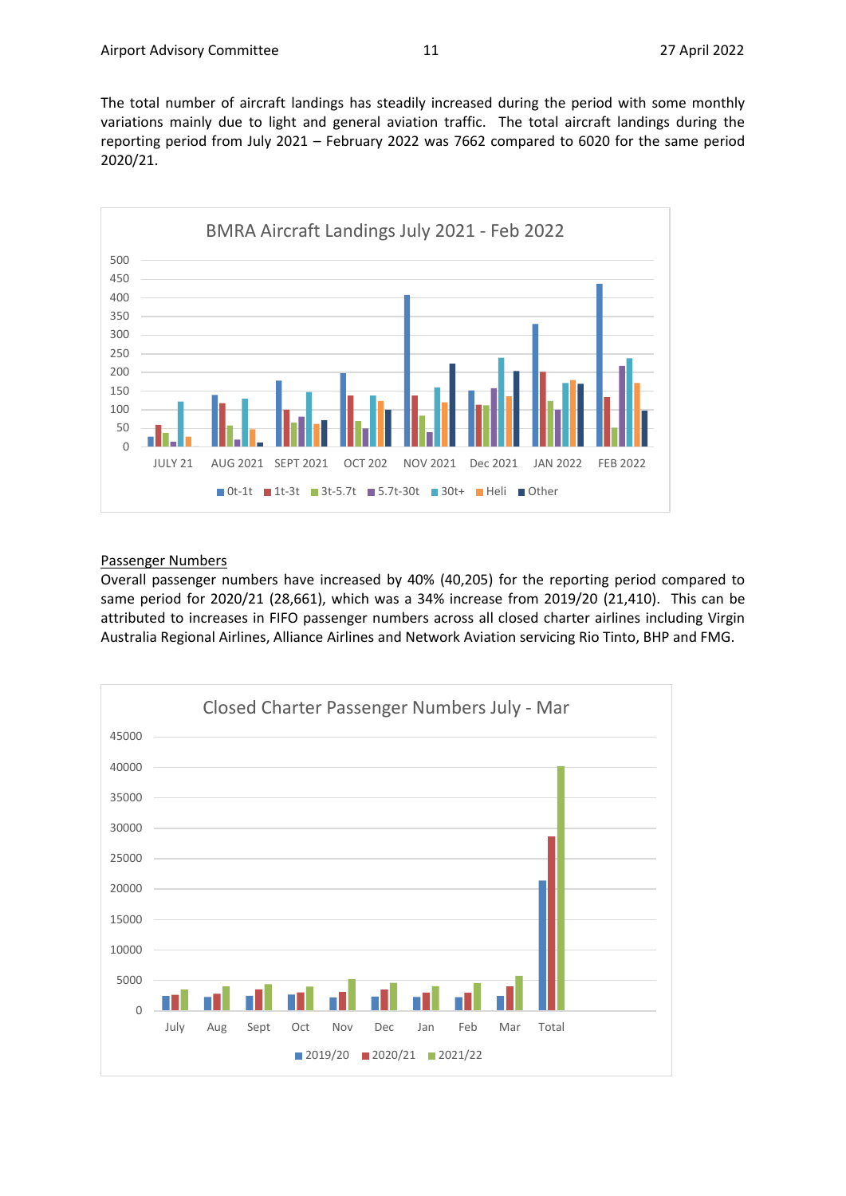The total number of aircraft landings has steadily increased during the period with some monthly variations mainly due to light and general aviation traffic. The total aircraft landings during the reporting period from July 2021 – February 2022 was 7662 compared to 6020 for the same period 2020/21.

BMRA Aircraft Landings July 2021 - Feb 2022

## Passenger Numbers

Overall passenger numbers have increased by 40% (40,205) for the reporting period compared to same period for 2020/21 (28,661), which was a 34% increase from 2019/20 (21,410). This can be attributed to increases in FIFO passenger numbers across all closed charter airlines including Virgin Australia Regional Airlines, Alliance Airlines and Network Aviation servicing Rio Tinto, BHP and FMG.

Closed Charter Passenger Numbers July - Mar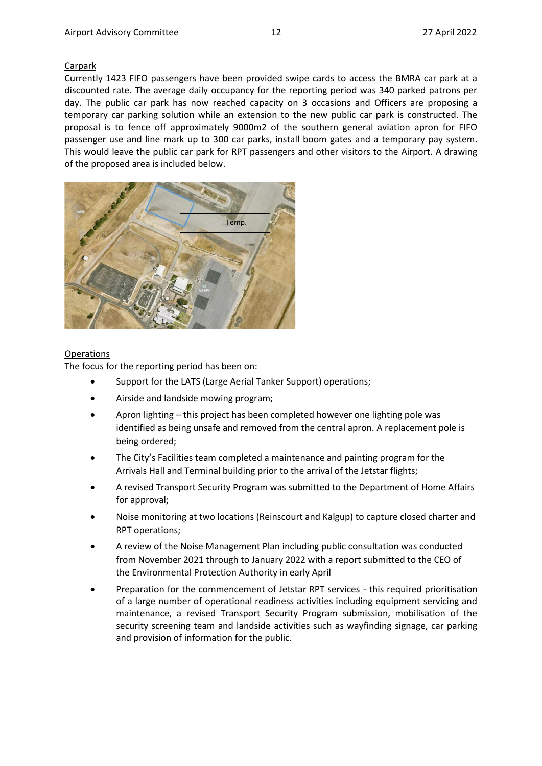Carpark

Currently 1423 FIFO passengers have been provided swipe cards to access the BMRA car park at a discounted rate. The average daily occupancy for the reporting period was 340 parked patrons per day. The public car park has now reached capacity on 3 occasions and Officers are proposing a temporary car parking solution while an extension to the new public car park is constructed. The proposal is to fence off approximately 9000m2 of the southern general aviation apron for FIFO passenger use and line mark up to 300 car parks, install boom gates and a temporary pay system. This would leave the public car park for RPT passengers and other visitors to the Airport. A drawing of the proposed area is included below.

Operations

The focus for the reporting period has been on:

- Support for the LATS (Large Aerial Tanker Support) operations;
- Airside and landside mowing program;
- Apron lighting – this project has been completed however one lighting pole was identified as being unsafe and removed from the central apron. A replacement pole is being ordered;
- The City's Facilities team completed a maintenance and painting program for the Arrivals Hall and Terminal building prior to the arrival of the Jetstar flights;
- A revised Transport Security Program was submitted to the Department of Home Affairs for approval;
- Noise monitoring at two locations (Reinscourt and Kalgup) to capture closed charter and RPT operations;
- A review of the Noise Management Plan including public consultation was conducted from November 2021 through to January 2022 with a report submitted to the CEO of the Environmental Protection Authority in early April
- Preparation for the commencement of Jetstar RPT services - this required prioritisation of a large number of operational readiness activities including equipment servicing and maintenance, a revised Transport Security Program submission, mobilisation of the security screening team and landside activities such as wayfinding signage, car parking and provision of information for the public.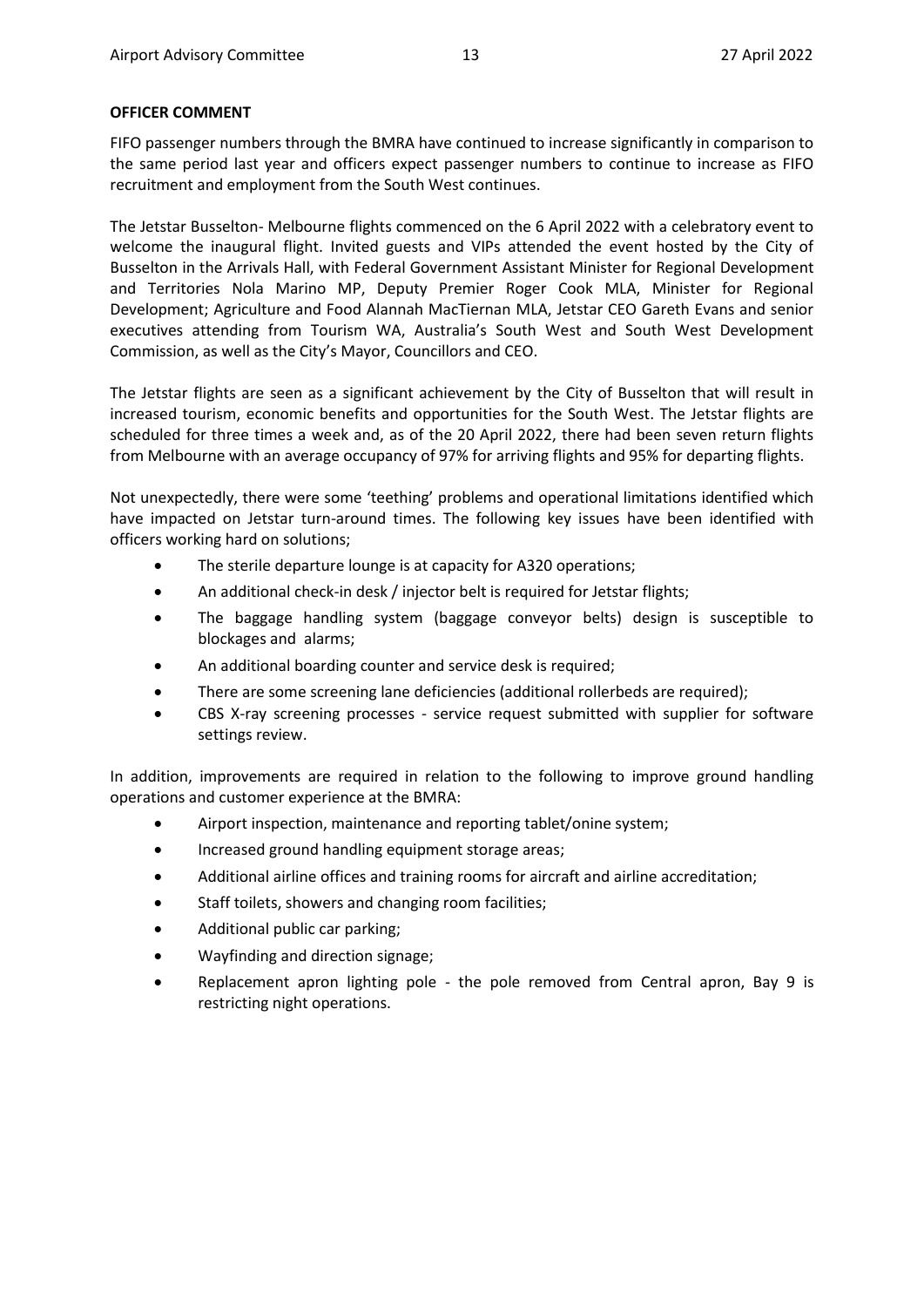**OFFICER COMMENT**

FIFO passenger numbers through the BMRA have continued to increase significantly in comparison to the same period last year and officers expect passenger numbers to continue to increase as FIFO recruitment and employment from the South West continues.

The Jetstar Busselton- Melbourne flights commenced on the 6 April 2022 with a celebratory event to welcome the inaugural flight. Invited guests and VIPs attended the event hosted by the City of Busselton in the Arrivals Hall, with Federal Government Assistant Minister for Regional Development and Territories Nola Marino MP, Deputy Premier Roger Cook MLA, Minister for Regional Development; Agriculture and Food Alannah MacTiernan MLA, Jetstar CEO Gareth Evans and senior executives attending from Tourism WA, Australia's South West and South West Development Commission, as well as the City's Mayor, Councillors and CEO.

The Jetstar flights are seen as a significant achievement by the City of Busselton that will result in increased tourism, economic benefits and opportunities for the South West. The Jetstar flights are scheduled for three times a week and, as of the 20 April 2022, there had been seven return flights from Melbourne with an average occupancy of 97% for arriving flights and 95% for departing flights.

Not unexpectedly, there were some 'teething' problems and operational limitations identified which have impacted on Jetstar turn-around times. The following key issues have been identified with officers working hard on solutions;

- The sterile departure lounge is at capacity for A320 operations;
- An additional check-in desk / injector belt is required for Jetstar flights;
- The baggage handling system (baggage conveyor belts) design is susceptible to blockages and alarms;
- An additional boarding counter and service desk is required;
- There are some screening lane deficiencies (additional rollerbeds are required);
- CBS X-ray screening processes - service request submitted with supplier for software settings review.

In addition, improvements are required in relation to the following to improve ground handling operations and customer experience at the BMRA:

- Airport inspection, maintenance and reporting tablet/onine system;
- Increased ground handling equipment storage areas;
- Additional airline offices and training rooms for aircraft and airline accreditation;
- Staff toilets, showers and changing room facilities;
- Additional public car parking;
- Wayfinding and direction signage;
- Replacement apron lighting pole - the pole removed from Central apron, Bay 9 is restricting night operations.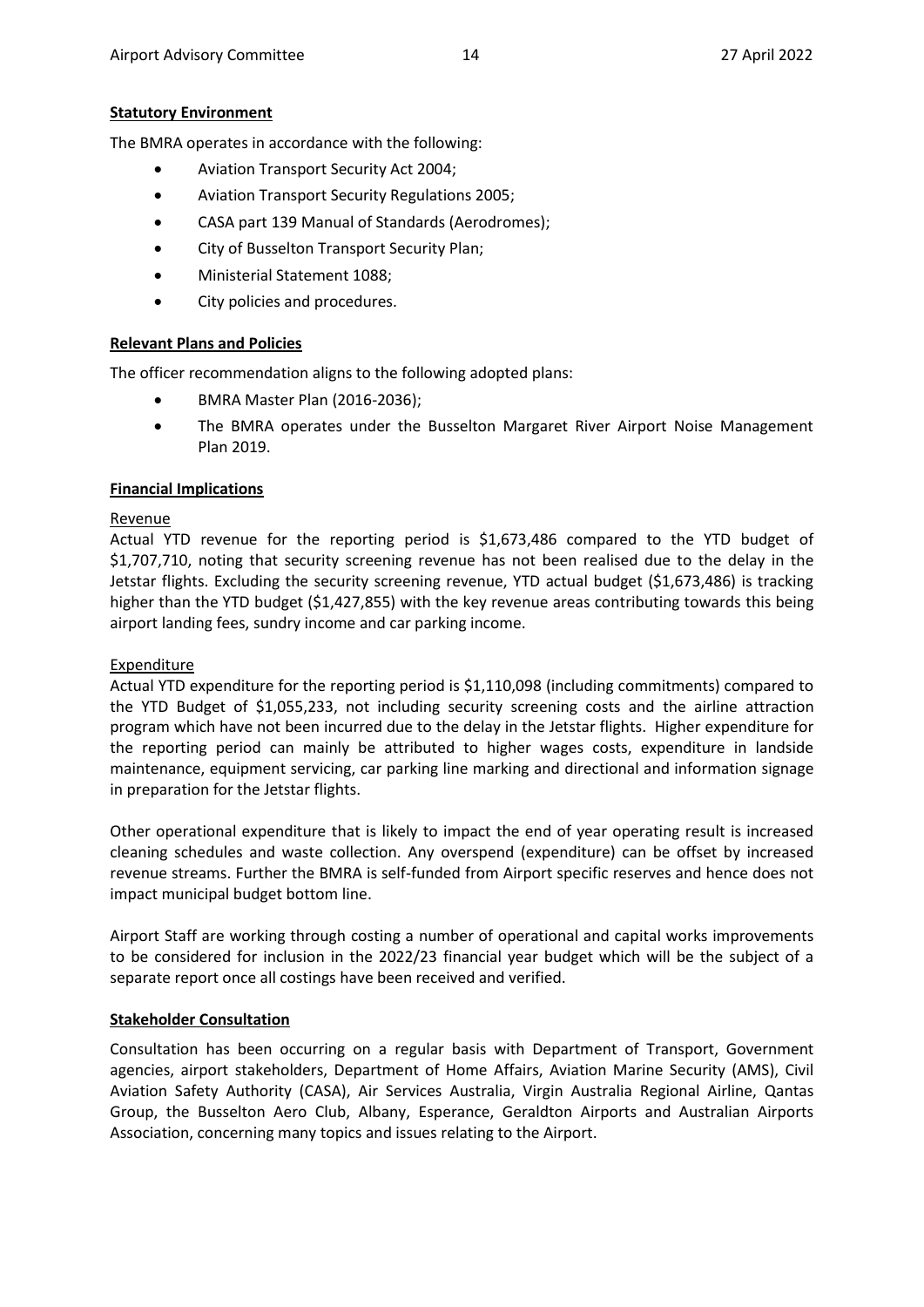**Statutory Environment**

The BMRA operates in accordance with the following:

- Aviation Transport Security Act 2004;
- Aviation Transport Security Regulations 2005;
- CASA part 139 Manual of Standards (Aerodromes);
- City of Busselton Transport Security Plan;
- Ministerial Statement 1088;
- City policies and procedures.

**Relevant Plans and Policies**

The officer recommendation aligns to the following adopted plans:

- BMRA Master Plan (2016-2036);
- The BMRA operates under the Busselton Margaret River Airport Noise Management Plan 2019.

**Financial Implications**

Revenue

Actual YTD revenue for the reporting period is $1,673,486 compared to the YTD budget of $1,707,710, noting that security screening revenue has not been realised due to the delay in the Jetstar flights. Excluding the security screening revenue, YTD actual budget ($1,673,486) is tracking higher than the YTD budget ($1,427,855) with the key revenue areas contributing towards this being airport landing fees, sundry income and car parking income.

Expenditure

Actual YTD expenditure for the reporting period is $1,110,098 (including commitments) compared to the YTD Budget of $1,055,233, not including security screening costs and the airline attraction program which have not been incurred due to the delay in the Jetstar flights. Higher expenditure for the reporting period can mainly be attributed to higher wages costs, expenditure in landside maintenance, equipment servicing, car parking line marking and directional and information signage in preparation for the Jetstar flights.

Other operational expenditure that is likely to impact the end of year operating result is increased cleaning schedules and waste collection. Any overspend (expenditure) can be offset by increased revenue streams. Further the BMRA is self-funded from Airport specific reserves and hence does not impact municipal budget bottom line.

Airport Staff are working through costing a number of operational and capital works improvements to be considered for inclusion in the 2022/23 financial year budget which will be the subject of a separate report once all costings have been received and verified.

**Stakeholder Consultation**

Consultation has been occurring on a regular basis with Department of Transport, Government agencies, airport stakeholders, Department of Home Affairs, Aviation Marine Security (AMS), Civil Aviation Safety Authority (CASA), Air Services Australia, Virgin Australia Regional Airline, Qantas Group, the Busselton Aero Club, Albany, Esperance, Geraldton Airports and Australian Airports Association, concerning many topics and issues relating to the Airport.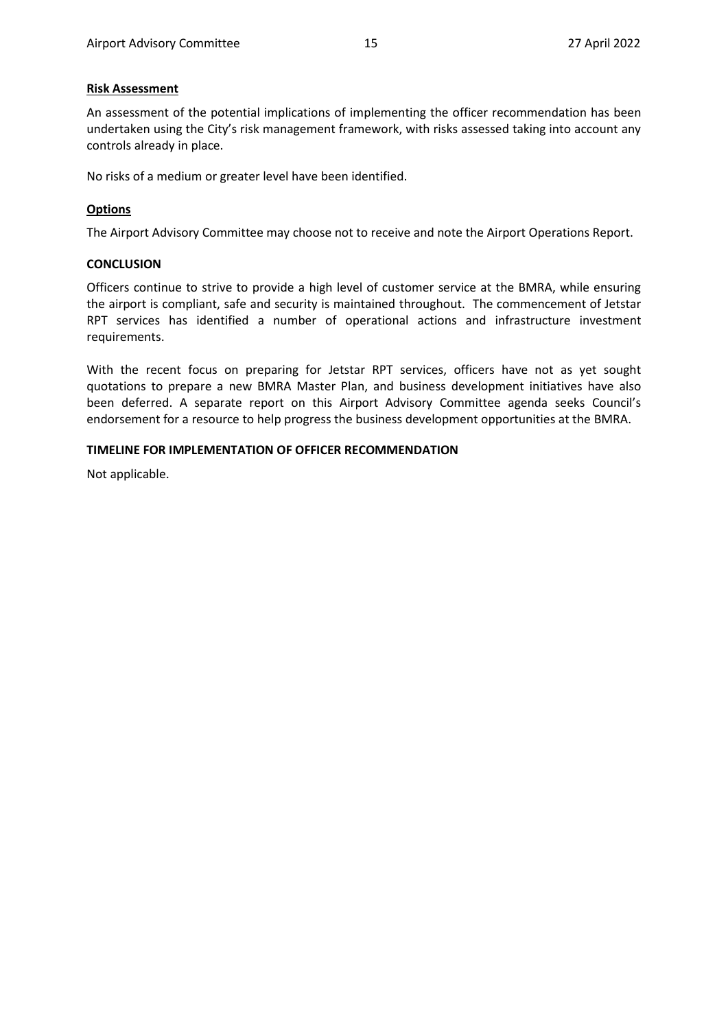**Risk Assessment**

An assessment of the potential implications of implementing the officer recommendation has been undertaken using the City's risk management framework, with risks assessed taking into account any controls already in place.

No risks of a medium or greater level have been identified.

**Options**

The Airport Advisory Committee may choose not to receive and note the Airport Operations Report.

**CONCLUSION**

Officers continue to strive to provide a high level of customer service at the BMRA, while ensuring the airport is compliant, safe and security is maintained throughout. The commencement of Jetstar RPT services has identified a number of operational actions and infrastructure investment requirements.

With the recent focus on preparing for Jetstar RPT services, officers have not as yet sought quotations to prepare a new BMRA Master Plan, and business development initiatives have also been deferred. A separate report on this Airport Advisory Committee agenda seeks Council's endorsement for a resource to help progress the business development opportunities at the BMRA.

**TIMELINE FOR IMPLEMENTATION OF OFFICER RECOMMENDATION**

Not applicable.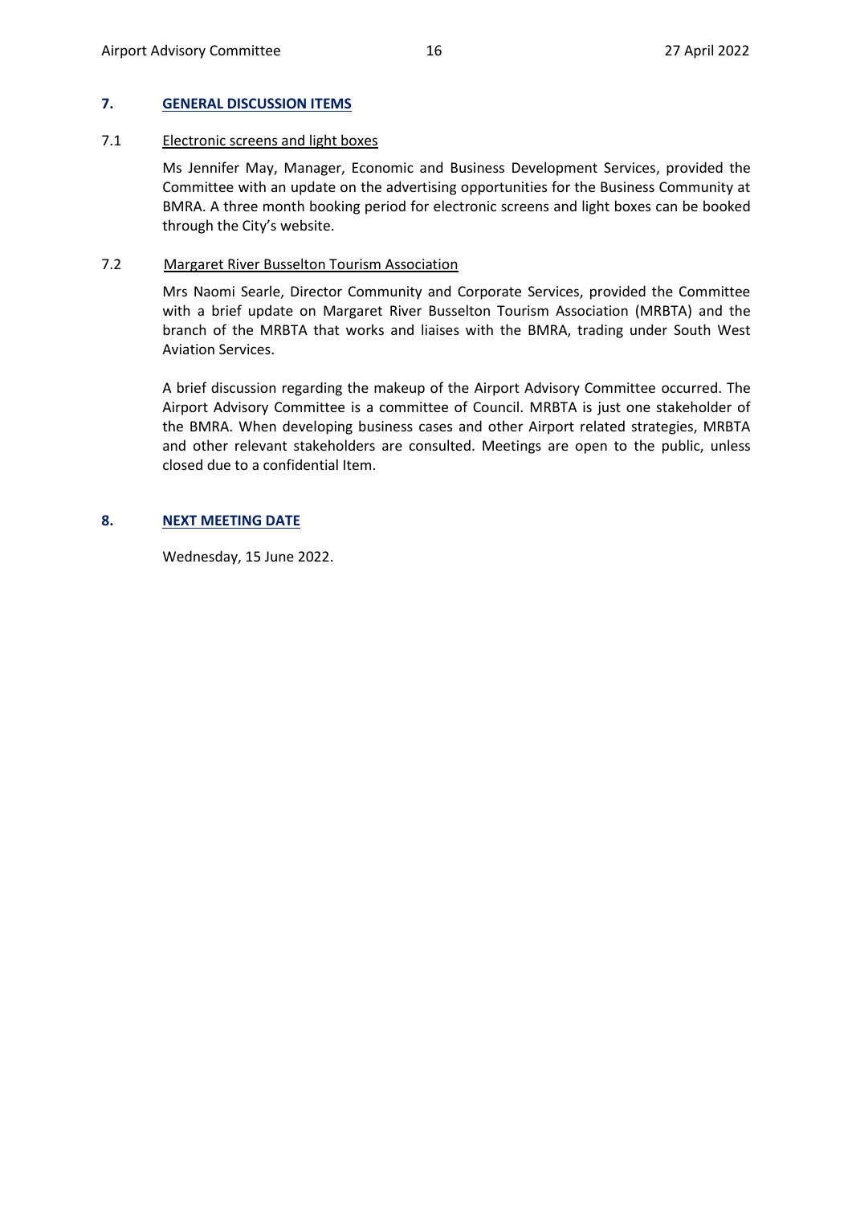## 7. GENERAL DISCUSSION ITEMS

### 7.1 Electronic screens and light boxes

Ms Jennifer May, Manager, Economic and Business Development Services, provided the Committee with an update on the advertising opportunities for the Business Community at BMRA. A three month booking period for electronic screens and light boxes can be booked through the City's website.

### 7.2 Margaret River Busselton Tourism Association

Mrs Naomi Searle, Director Community and Corporate Services, provided the Committee with a brief update on Margaret River Busselton Tourism Association (MRBTA) and the branch of the MRBTA that works and liaises with the BMRA, trading under South West Aviation Services.

A brief discussion regarding the makeup of the Airport Advisory Committee occurred. The Airport Advisory Committee is a committee of Council. MRBTA is just one stakeholder of the BMRA. When developing business cases and other Airport related strategies, MRBTA and other relevant stakeholders are consulted. Meetings are open to the public, unless closed due to a confidential Item.

## 8. NEXT MEETING DATE

Wednesday, 15 June 2022.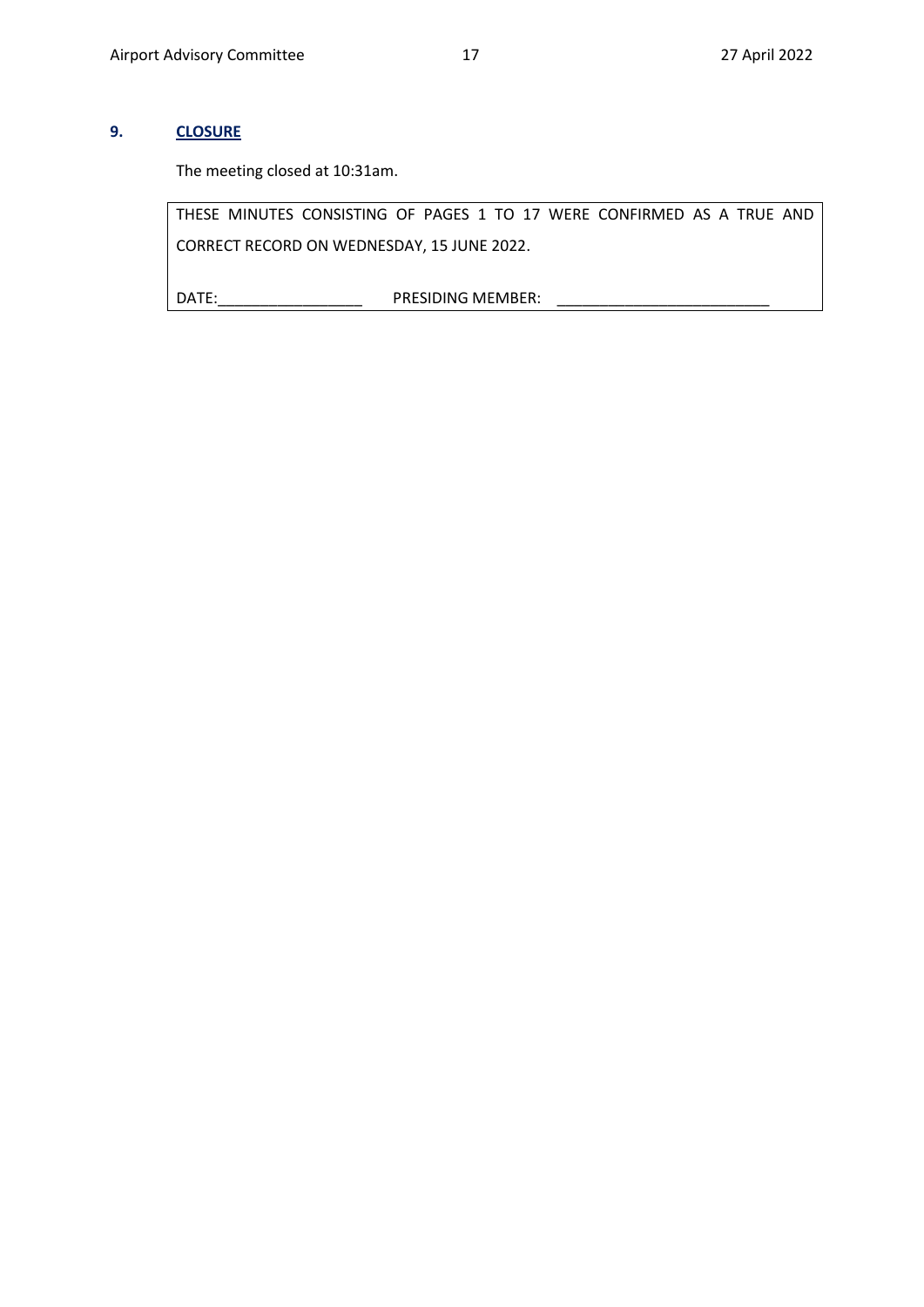## 9. CLOSURE

The meeting closed at 10:31am.

| |
|---|
| THESE MINUTES CONSISTING OF PAGES 1 TO 17 WERE CONFIRMED AS A TRUE AND CORRECT RECORD ON WEDNESDAY, 15 JUNE 2022. |
| DATE:_________________ PRESIDING MEMBER: _________________________ |